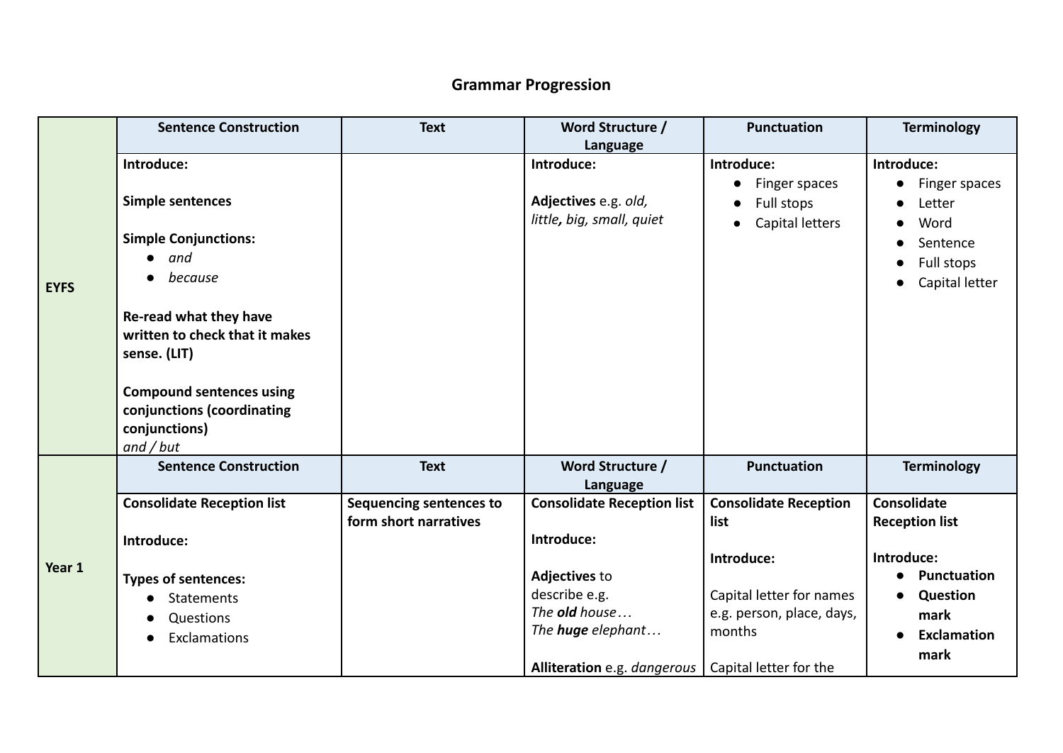# Grammar Progression

| | Sentence Construction | Text | Word Structure / Language | Punctuation | Terminology |
|---|---|---|---|---|---|
| **EYFS** | **Introduce:**<br><br>**Simple sentences**<br><br>**Simple Conjunctions:**<br>● *and*<br>● *because*<br><br>**Re-read what they have written to check that it makes sense. (LIT)**<br><br>**Compound sentences using conjunctions (coordinating conjunctions)**<br>*and / but* | | **Introduce:**<br><br>**Adjectives** e.g. *old, little**,** big, small, quiet* | **Introduce:**<br>● Finger spaces<br>● Full stops<br>● Capital letters | **Introduce:**<br>● Finger spaces<br>● Letter<br>● Word<br>● Sentence<br>● Full stops<br>● Capital letter |
| | **Sentence Construction** | **Text** | **Word Structure / Language** | **Punctuation** | **Terminology** |
| **Year 1** | **Consolidate Reception list**<br><br>**Introduce:**<br><br>**Types of sentences:**<br>● Statements<br>● Questions<br>● Exclamations | **Sequencing sentences to form short narratives** | **Consolidate Reception list**<br><br>**Introduce:**<br><br>**Adjectives** to describe e.g.<br>*The **old** house…*<br>*The **huge** elephant…*<br><br>**Alliteration** e.g. *dangerous* | **Consolidate Reception list**<br><br>**Introduce:**<br><br>Capital letter for names e.g. person, place, days, months<br><br>Capital letter for the | **Consolidate Reception list**<br><br>**Introduce:**<br>● **Punctuation**<br>● **Question mark**<br>● **Exclamation mark** |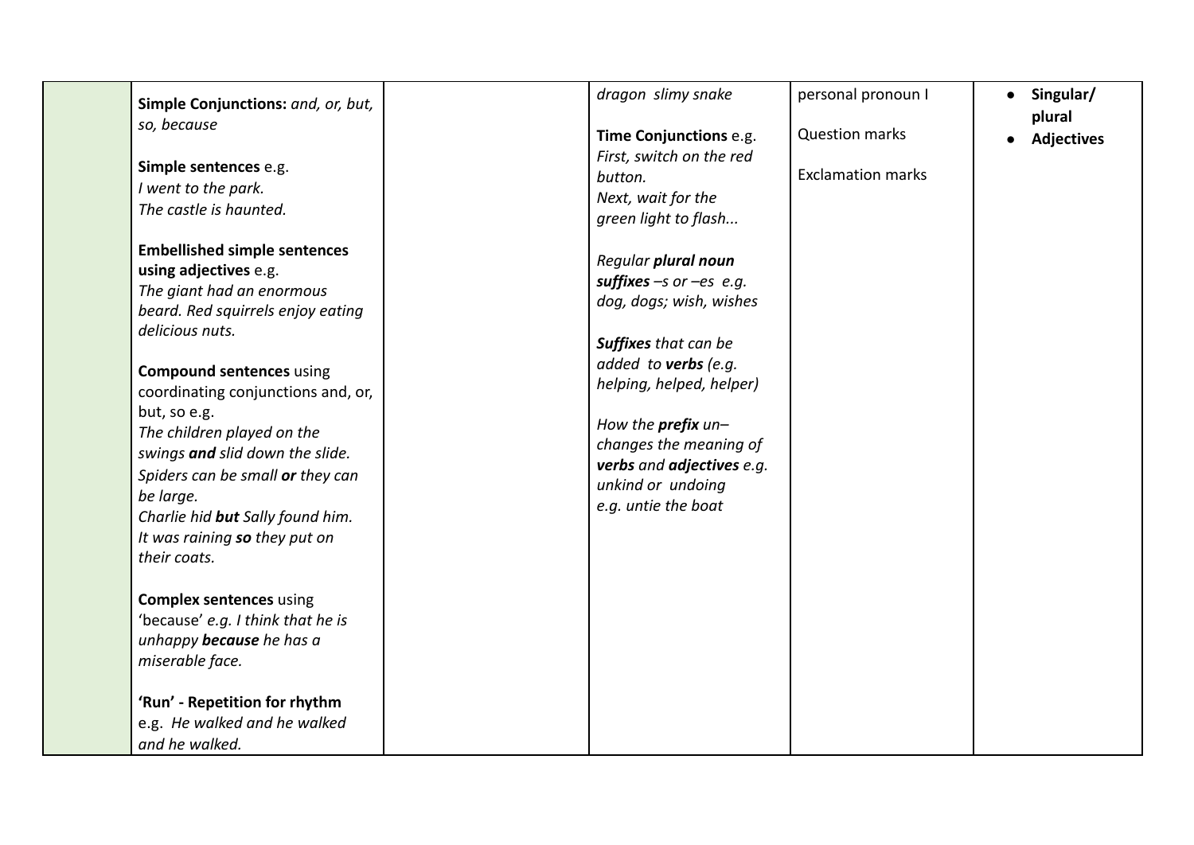|  |  |  |  |  |  |
|---|---|---|---|---|---|
|  | **Simple Conjunctions:** *and, or, but, so, because*<br><br>**Simple sentences** e.g.<br>*I went to the park.*<br>*The castle is haunted.*<br><br>**Embellished simple sentences using adjectives** e.g.<br>*The giant had an enormous beard. Red squirrels enjoy eating delicious nuts.*<br><br>**Compound sentences** using coordinating conjunctions and, or, but, so e.g.<br>*The children played on the swings **and** slid down the slide.*<br>*Spiders can be small **or** they can be large.*<br>*Charlie hid **but** Sally found him.*<br>*It was raining **so** they put on their coats.*<br><br>**Complex sentences** using 'because' *e.g. I think that he is unhappy **because** he has a miserable face.*<br><br>**'Run' - Repetition for rhythm** e.g. *He walked and he walked and he walked.* |  | *dragon slimy snake*<br><br>**Time Conjunctions** e.g.<br>*First, switch on the red button.*<br>*Next, wait for the green light to flash...*<br><br>*Regular **plural noun suffixes** –s or –es e.g. dog, dogs; wish, wishes*<br><br>***Suffixes** that can be added to **verbs** (e.g. helping, helped, helper)*<br><br>*How the **prefix** un– changes the meaning of **verbs** and **adjectives** e.g. unkind or undoing e.g. untie the boat* | personal pronoun I<br><br>Question marks<br><br>Exclamation marks | • **Singular/ plural**<br>• **Adjectives** |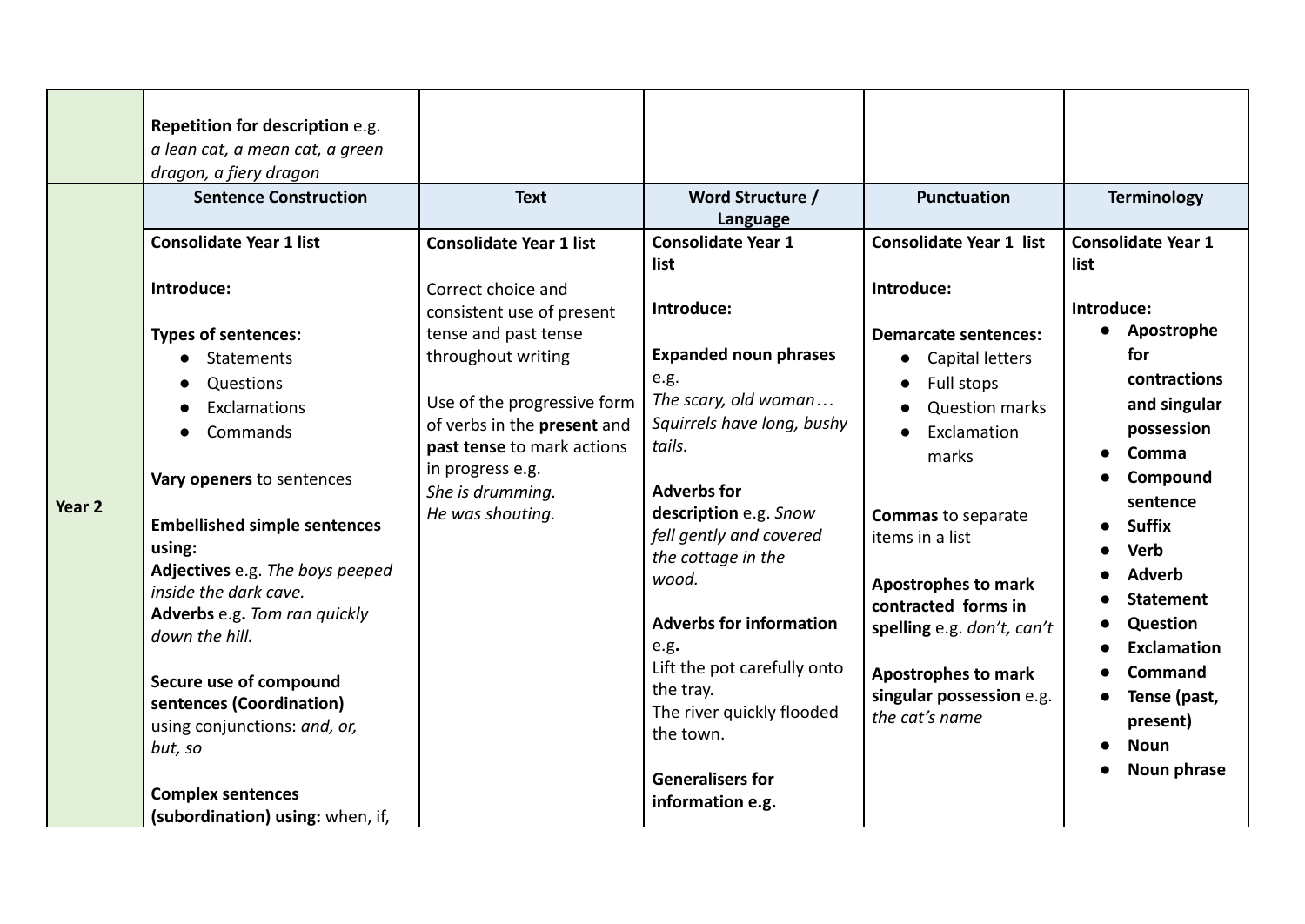| | | | | | |
|---|---|---|---|---|---|
| | **Repetition for description** e.g. *a lean cat, a mean cat, a green dragon, a fiery dragon* | | | | |
| | **Sentence Construction** | **Text** | **Word Structure / Language** | **Punctuation** | **Terminology** |
| **Year 2** | **Consolidate Year 1 list**<br><br>**Introduce:**<br><br>**Types of sentences:**<br>● Statements<br>● Questions<br>● Exclamations<br>● Commands<br><br>**Vary openers** to sentences<br><br>**Embellished simple sentences using:**<br>**Adjectives** e.g. *The boys peeped inside the dark cave.*<br>**Adverbs** e.g**.** *Tom ran quickly down the hill.*<br><br>**Secure use of compound sentences (Coordination)** using conjunctions: *and, or, but, so*<br><br>**Complex sentences (subordination) using:** when, if, | **Consolidate Year 1 list**<br><br>Correct choice and consistent use of present tense and past tense throughout writing<br><br>Use of the progressive form of verbs in the **present** and **past tense** to mark actions in progress e.g.<br>*She is drumming.*<br>*He was shouting.* | **Consolidate Year 1 list**<br><br>**Introduce:**<br><br>**Expanded noun phrases** e.g.<br>*The scary, old woman…*<br>*Squirrels have long, bushy tails.*<br><br>**Adverbs for description** e.g. *Snow fell gently and covered the cottage in the wood.*<br><br>**Adverbs for information** e.g**.**<br>Lift the pot carefully onto the tray.<br>The river quickly flooded the town.<br><br>**Generalisers for information e.g.** | **Consolidate Year 1 list**<br><br>**Introduce:**<br><br>**Demarcate sentences:**<br>● Capital letters<br>● Full stops<br>● Question marks<br>● Exclamation marks<br><br>**Commas** to separate items in a list<br><br>**Apostrophes to mark contracted forms in spelling** e.g. *don't, can't*<br><br>**Apostrophes to mark singular possession** e.g. *the cat's name* | **Consolidate Year 1 list**<br><br>**Introduce:**<br>● **Apostrophe for contractions and singular possession**<br>● **Comma**<br>● **Compound sentence**<br>● **Suffix**<br>● **Verb**<br>● **Adverb**<br>● **Statement**<br>● **Question**<br>● **Exclamation**<br>● **Command**<br>● **Tense (past, present)**<br>● **Noun**<br>● **Noun phrase** |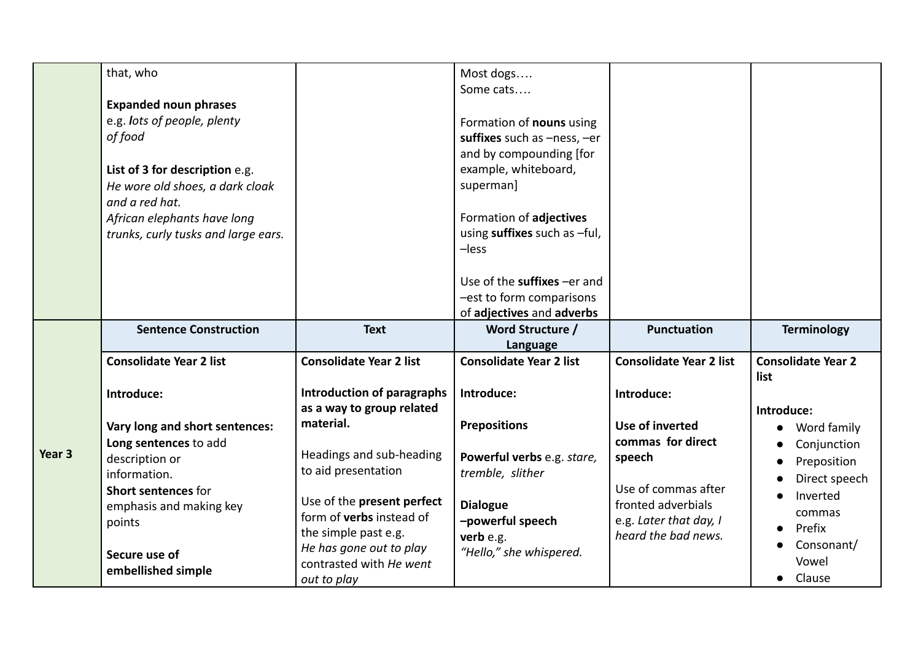| | | | | | |
|---|---|---|---|---|---|
| | that, who<br><br>**Expanded noun phrases**<br>e.g. ***l****ots of people, plenty of food*<br><br>**List of 3 for description** e.g.<br>*He wore old shoes, a dark cloak and a red hat.*<br>*African elephants have long trunks, curly tusks and large ears.* | | Most dogs….<br>Some cats….<br><br>Formation of **nouns** using **suffixes** such as –ness, –er and by compounding [for example, whiteboard, superman]<br><br>Formation of **adjectives** using **suffixes** such as –ful, –less<br><br>Use of the **suffixes** –er and –est to form comparisons of **adjectives** and **adverbs** | | |
| **Year 3** | **Sentence Construction** | **Text** | **Word Structure / Language** | **Punctuation** | **Terminology** |
| | **Consolidate Year 2 list**<br><br>**Introduce:**<br><br>**Vary long and short sentences:**<br>**Long sentences** to add description or information.<br>**Short sentences** for emphasis and making key points<br><br>**Secure use of embellished simple** | **Consolidate Year 2 list**<br><br>**Introduction of paragraphs as a way to group related material.**<br><br>Headings and sub-heading to aid presentation<br><br>Use of the **present perfect** form of **verbs** instead of the simple past e.g.<br>*He has gone out to play* contrasted with *He went out to play* | **Consolidate Year 2 list**<br><br>**Introduce:**<br><br>**Prepositions**<br><br>**Powerful verbs** e.g. *stare, tremble, slither*<br><br>**Dialogue –powerful speech verb** e.g.<br>*"Hello," she whispered.* | **Consolidate Year 2 list**<br><br>**Introduce:**<br><br>**Use of inverted commas for direct speech**<br><br>Use of commas after fronted adverbials e.g. *Later that day, I heard the bad news.* | **Consolidate Year 2 list**<br><br>**Introduce:**<br>• Word family<br>• Conjunction<br>• Preposition<br>• Direct speech<br>• Inverted commas<br>• Prefix<br>• Consonant/ Vowel<br>• Clause |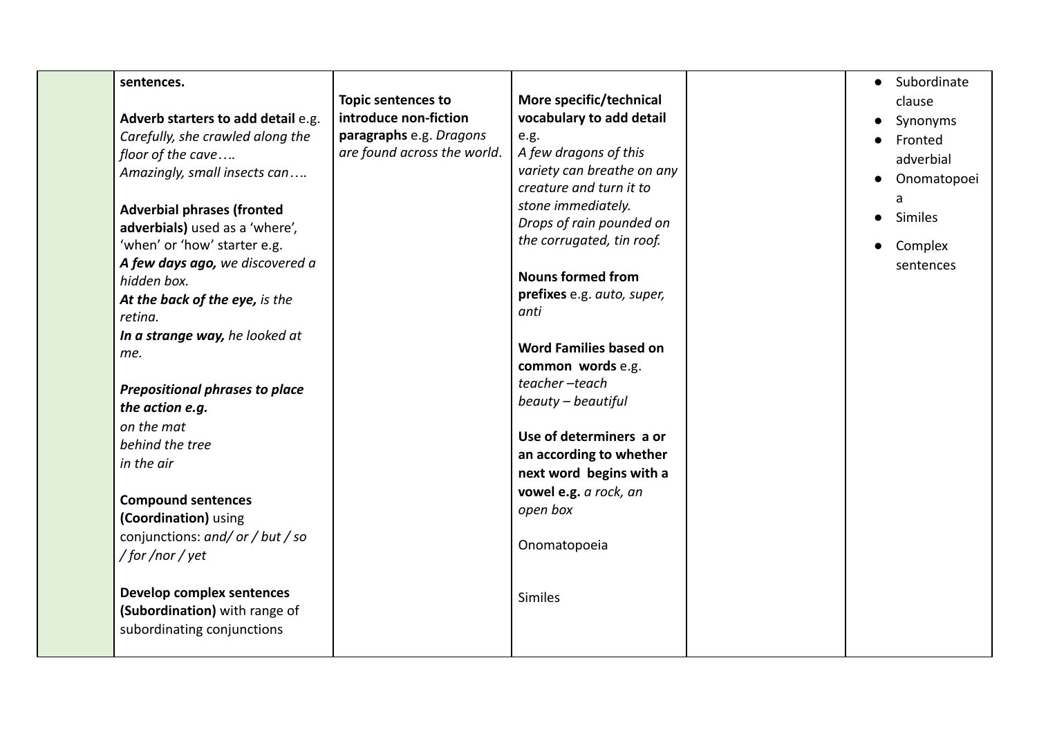| | | | | | |
|---|---|---|---|---|---|
| | **sentences.**<br><br>**Adverb starters to add detail** e.g. *Carefully, she crawled along the floor of the cave….*<br>*Amazingly, small insects can….*<br><br>**Adverbial phrases (fronted adverbials)** used as a 'where', 'when' or 'how' starter e.g.<br>***A few days ago,*** *we discovered a hidden box.*<br>***At the back of the eye,*** *is the retina.*<br>***In a strange way,*** *he looked at me.*<br><br>***Prepositional phrases to place the action e.g.***<br>*on the mat*<br>*behind the tree*<br>*in the air*<br><br>**Compound sentences (Coordination)** using conjunctions: *and/ or / but / so / for /nor / yet*<br><br>**Develop complex sentences (Subordination)** with range of subordinating conjunctions | **Topic sentences to introduce non-fiction paragraphs** e.g. *Dragons are found across the world.* | **More specific/technical vocabulary to add detail** e.g.<br>*A few dragons of this variety can breathe on any creature and turn it to stone immediately.*<br>*Drops of rain pounded on the corrugated, tin roof.*<br><br>**Nouns formed from prefixes** e.g. *auto, super, anti*<br><br>**Word Families based on common words** e.g.<br>*teacher –teach*<br>*beauty – beautiful*<br><br>**Use of determiners a or an according to whether next word begins with a vowel e.g.** *a rock, an open box*<br><br>Onomatopoeia<br><br>Similes | | • Subordinate clause<br>• Synonyms<br>• Fronted adverbial<br>• Onomatopoeia<br>• Similes<br>• Complex sentences |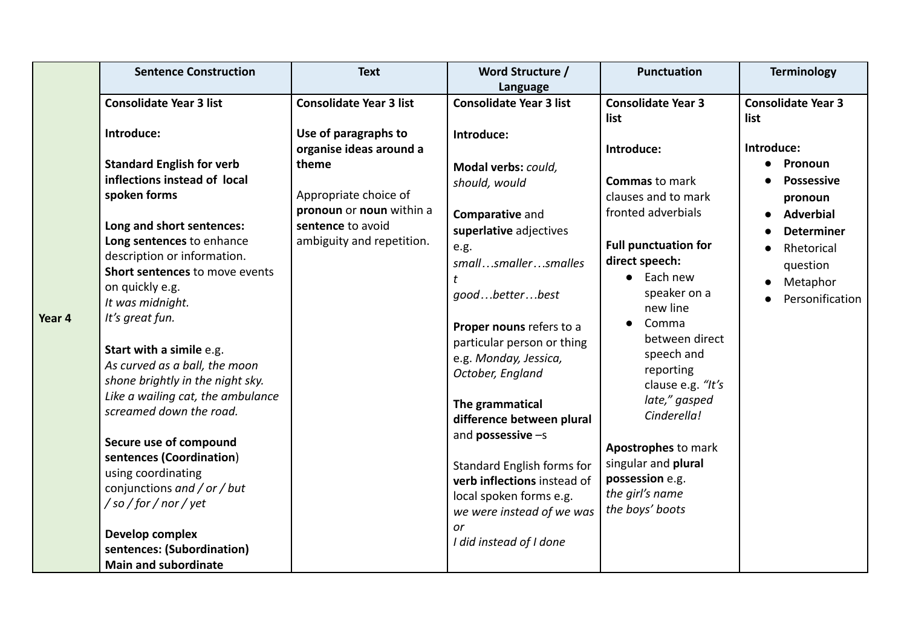| | Sentence Construction | Text | Word Structure / Language | Punctuation | Terminology |
|---|---|---|---|---|---|
| Year 4 | **Consolidate Year 3 list**<br><br>**Introduce:**<br><br>**Standard English for verb inflections instead of local spoken forms**<br><br>**Long and short sentences:**<br>**Long sentences** to enhance description or information.<br>**Short sentences** to move events on quickly e.g.<br>*It was midnight.*<br>*It's great fun.*<br><br>**Start with a simile** e.g.<br>*As curved as a ball, the moon shone brightly in the night sky.*<br>*Like a wailing cat, the ambulance screamed down the road.*<br><br>**Secure use of compound sentences (Coordination)** using coordinating conjunctions *and / or / but / so / for / nor / yet*<br><br>**Develop complex sentences: (Subordination)**<br>**Main and subordinate** | **Consolidate Year 3 list**<br><br>**Use of paragraphs to organise ideas around a theme**<br><br>Appropriate choice of **pronoun** or **noun** within a **sentence** to avoid ambiguity and repetition. | **Consolidate Year 3 list**<br><br>**Introduce:**<br><br>**Modal verbs:** *could, should, would*<br><br>**Comparative** and **superlative** adjectives e.g.<br>*small…smaller…smallest*<br>*good…better…best*<br><br>**Proper nouns** refers to a particular person or thing e.g. *Monday, Jessica, October, England*<br><br>**The grammatical difference between plural** and **possessive** –s<br><br>Standard English forms for **verb inflections** instead of local spoken forms e.g.<br>*we were instead of we was or*<br>*I did instead of I done* | **Consolidate Year 3 list**<br><br>**Introduce:**<br><br>**Commas** to mark clauses and to mark fronted adverbials<br><br>**Full punctuation for direct speech:**<br>• Each new speaker on a new line<br>• Comma between direct speech and reporting clause e.g. *"It's late," gasped Cinderella!*<br><br>**Apostrophes** to mark singular and **plural possession** e.g.<br>*the girl's name*<br>*the boys' boots* | **Consolidate Year 3 list**<br><br>**Introduce:**<br>• **Pronoun**<br>• **Possessive pronoun**<br>• **Adverbial**<br>• **Determiner**<br>• Rhetorical question<br>• Metaphor<br>• Personification |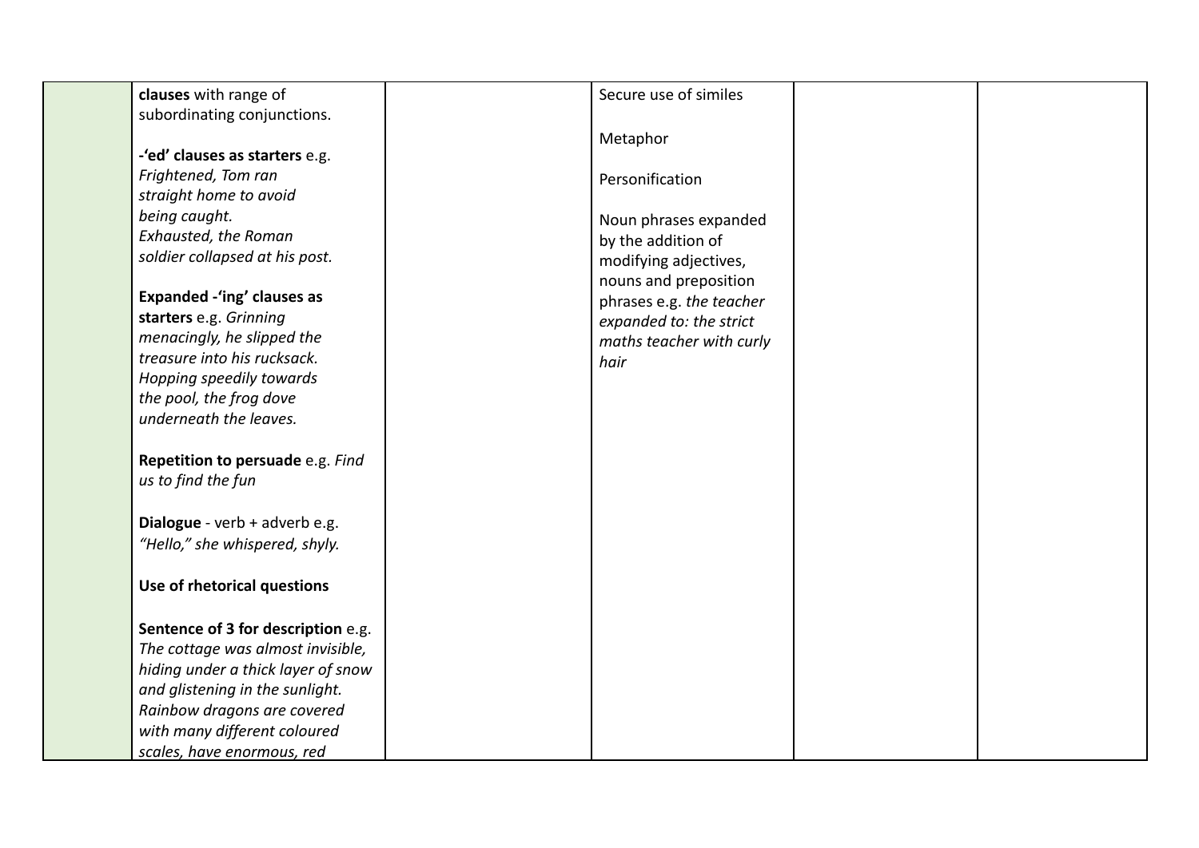| | | | | | |
|---|---|---|---|---|---|
| | **clauses** with range of subordinating conjunctions.<br><br>**-'ed' clauses as starters** e.g. *Frightened, Tom ran straight home to avoid being caught.* *Exhausted, the Roman soldier collapsed at his post.*<br><br>**Expanded -'ing' clauses as starters** e.g. *Grinning menacingly, he slipped the treasure into his rucksack.* *Hopping speedily towards the pool, the frog dove underneath the leaves.*<br><br>**Repetition to persuade** e.g. *Find us to find the fun*<br><br>**Dialogue** - verb + adverb e.g. *"Hello," she whispered, shyly.*<br><br>**Use of rhetorical questions**<br><br>**Sentence of 3 for description** e.g. *The cottage was almost invisible, hiding under a thick layer of snow and glistening in the sunlight.* *Rainbow dragons are covered with many different coloured scales, have enormous, red* | | Secure use of similes<br><br>Metaphor<br><br>Personification<br><br>Noun phrases expanded by the addition of modifying adjectives, nouns and preposition phrases e.g. *the teacher expanded to: the strict maths teacher with curly hair* | | |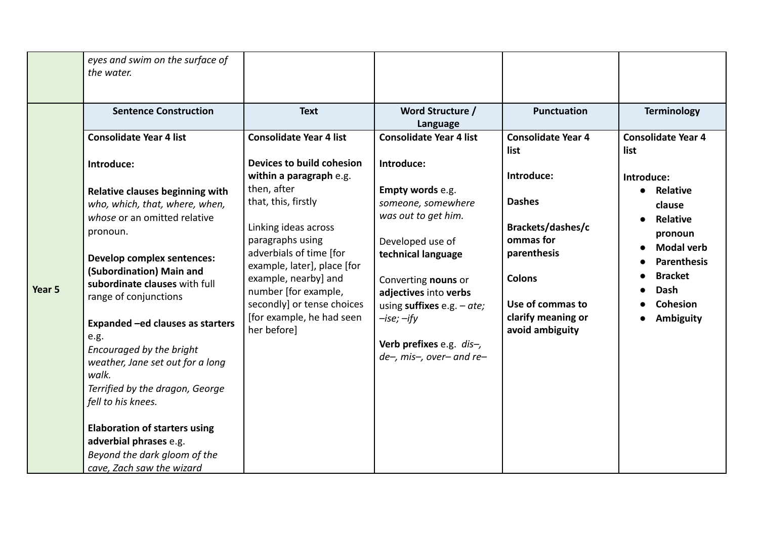| | | | | | |
|---|---|---|---|---|---|
| | *eyes and swim on the surface of the water.* | | | | |
| **Year 5** | **Sentence Construction** | **Text** | **Word Structure / Language** | **Punctuation** | **Terminology** |
| | **Consolidate Year 4 list**<br><br>**Introduce:**<br><br>**Relative clauses beginning with** *who, which, that, where, when, whose* or an omitted relative pronoun.<br><br>**Develop complex sentences: (Subordination) Main and subordinate clauses** with full range of conjunctions<br><br>**Expanded –ed clauses as starters** e.g.<br>*Encouraged by the bright weather, Jane set out for a long walk.*<br>*Terrified by the dragon, George fell to his knees.*<br><br>**Elaboration of starters using adverbial phrases** e.g.<br>*Beyond the dark gloom of the cave, Zach saw the wizard* | **Consolidate Year 4 list**<br><br>**Devices to build cohesion within a paragraph** e.g. then, after that, this, firstly<br><br>Linking ideas across paragraphs using adverbials of time [for example, later], place [for example, nearby] and number [for example, secondly] or tense choices [for example, he had seen her before] | **Consolidate Year 4 list**<br><br>**Introduce:**<br><br>**Empty words** e.g.<br>*someone, somewhere was out to get him.*<br><br>Developed use of **technical language**<br><br>Converting **nouns** or **adjectives** into **verbs** using **suffixes** e.g. *– ate; –ise; –ify*<br><br>**Verb prefixes** e.g. *dis–, de–, mis–, over– and re–* | **Consolidate Year 4 list**<br><br>**Introduce:**<br><br>**Dashes**<br><br>**Brackets/dashes/commas for parenthesis**<br><br>**Colons**<br><br>**Use of commas to clarify meaning or avoid ambiguity** | **Consolidate Year 4 list**<br><br>**Introduce:**<br>• **Relative clause**<br>• **Relative pronoun**<br>• **Modal verb**<br>• **Parenthesis**<br>• **Bracket**<br>• **Dash**<br>• **Cohesion**<br>• **Ambiguity** |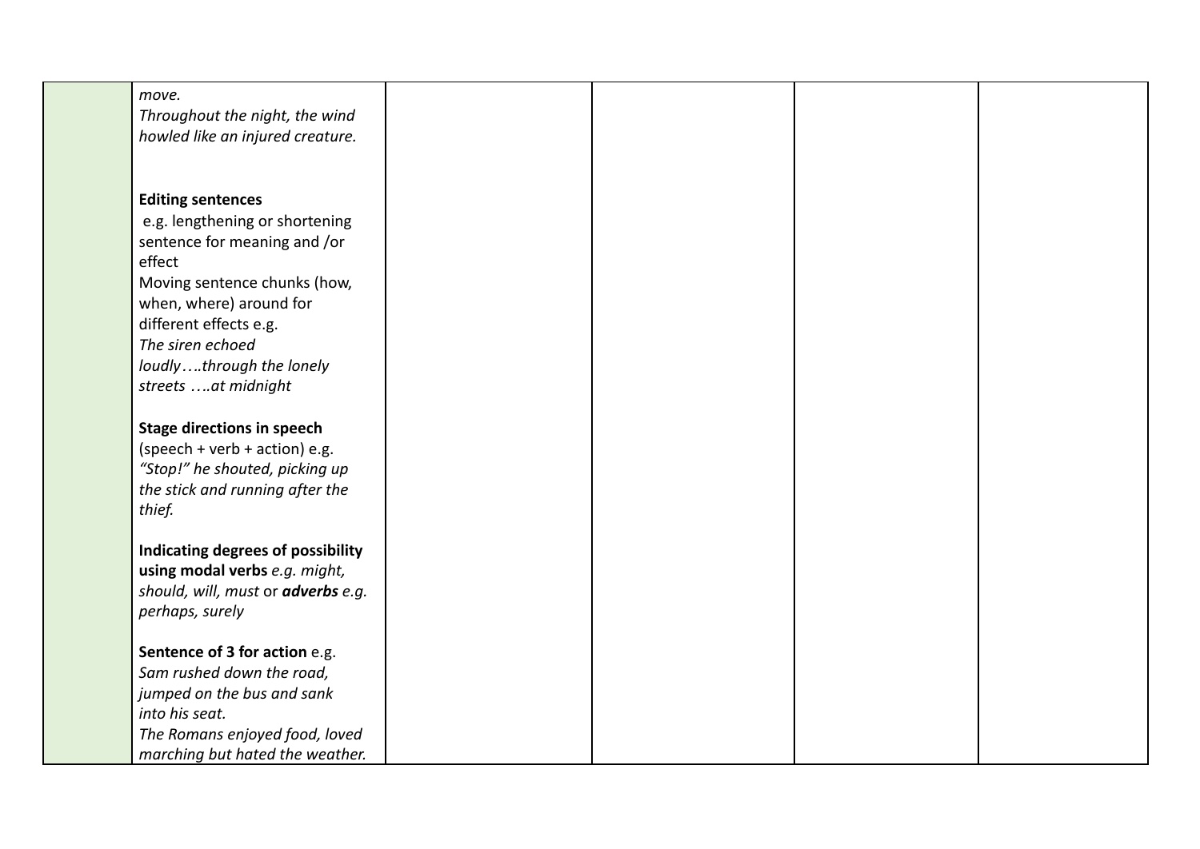| | | | | | |
|---|---|---|---|---|---|
| | *move.*<br>*Throughout the night, the wind howled like an injured creature.*<br><br>**Editing sentences**<br>e.g. lengthening or shortening sentence for meaning and /or effect<br>Moving sentence chunks (how, when, where) around for different effects e.g.<br>*The siren echoed loudly….through the lonely streets ….at midnight*<br><br>**Stage directions in speech** (speech + verb + action) e.g.<br>*"Stop!" he shouted, picking up the stick and running after the thief.*<br><br>**Indicating degrees of possibility using modal verbs** *e.g. might, should, will, must* or ***adverbs*** *e.g. perhaps, surely*<br><br>**Sentence of 3 for action** e.g.<br>*Sam rushed down the road, jumped on the bus and sank into his seat.*<br>*The Romans enjoyed food, loved marching but hated the weather.* | | | | |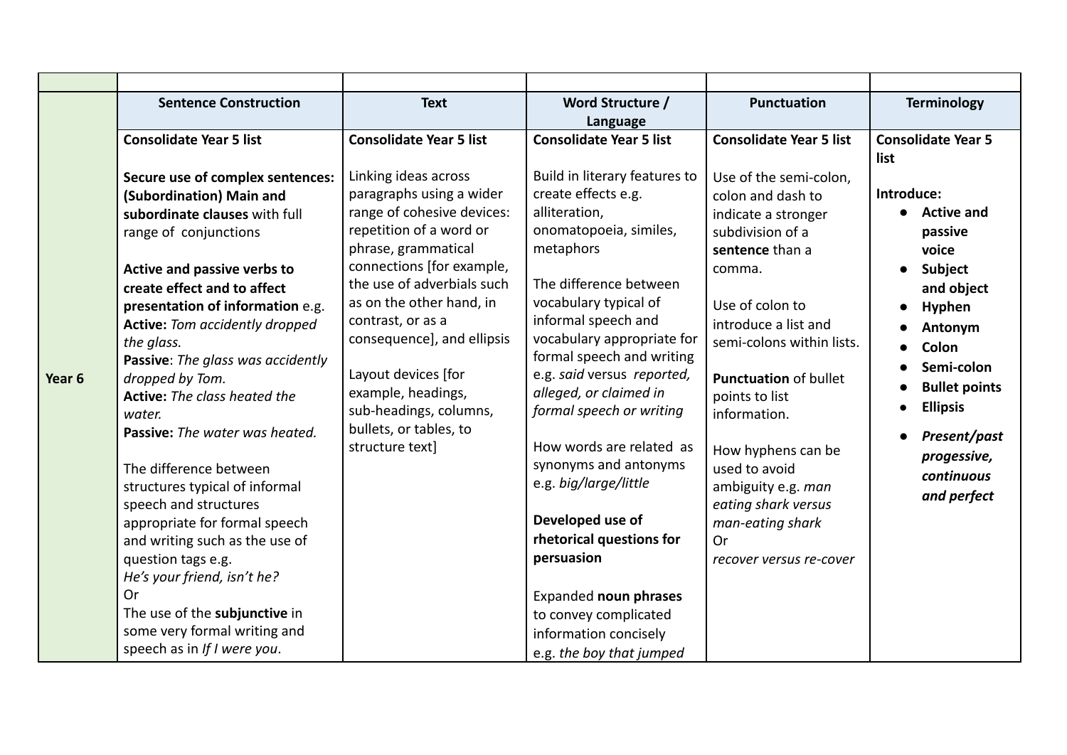| | | | | | |
|---|---|---|---|---|---|
| | **Sentence Construction** | **Text** | **Word Structure / Language** | **Punctuation** | **Terminology** |
| **Year 6** | **Consolidate Year 5 list**<br><br>**Secure use of complex sentences: (Subordination) Main and subordinate clauses** with full range of conjunctions<br><br>**Active and passive verbs to create effect and to affect presentation of information** e.g.<br>**Active:** *Tom accidently dropped the glass.*<br>**Passive**: *The glass was accidently dropped by Tom.*<br>**Active:** *The class heated the water.*<br>**Passive:** *The water was heated.*<br><br>The difference between structures typical of informal speech and structures appropriate for formal speech and writing such as the use of question tags e.g.<br>*He's your friend, isn't he?*<br>Or<br>The use of the **subjunctive** in some very formal writing and speech as in *If I were you*. | **Consolidate Year 5 list**<br><br>Linking ideas across paragraphs using a wider range of cohesive devices: repetition of a word or phrase, grammatical connections [for example, the use of adverbials such as on the other hand, in contrast, or as a consequence], and ellipsis<br><br>Layout devices [for example, headings, sub-headings, columns, bullets, or tables, to structure text] | **Consolidate Year 5 list**<br><br>Build in literary features to create effects e.g. alliteration, onomatopoeia, similes, metaphors<br><br>The difference between vocabulary typical of informal speech and vocabulary appropriate for formal speech and writing e.g. *said* versus *reported, alleged, or claimed in formal speech or writing*<br><br>How words are related as synonyms and antonyms e.g. *big/large/little*<br><br>**Developed use of rhetorical questions for persuasion**<br><br>Expanded **noun phrases** to convey complicated information concisely e.g. *the boy that jumped* | **Consolidate Year 5 list**<br><br>Use of the semi-colon, colon and dash to indicate a stronger subdivision of a **sentence** than a comma.<br><br>Use of colon to introduce a list and semi-colons within lists.<br><br>**Punctuation** of bullet points to list information.<br><br>How hyphens can be used to avoid ambiguity e.g. *man eating shark versus man-eating shark*<br>Or<br>*recover versus re-cover* | **Consolidate Year 5 list**<br><br>**Introduce:**<br>● **Active and passive voice**<br>● **Subject and object**<br>● **Hyphen**<br>● **Antonym**<br>● **Colon**<br>● **Semi-colon**<br>● **Bullet points**<br>● **Ellipsis**<br>● ***Present/past progessive, continuous and perfect*** |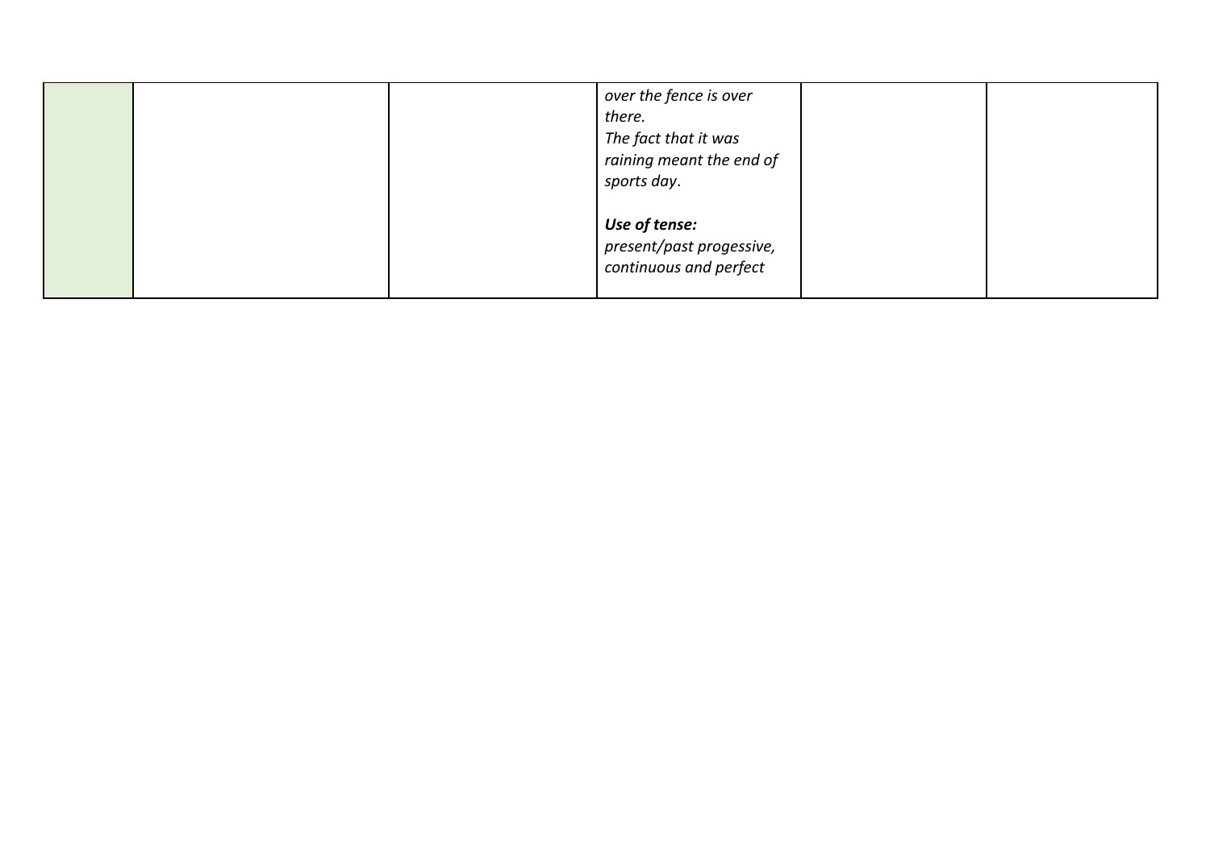| | | | | | |
|---|---|---|---|---|---|
| | | | *over the fence is over there.*<br>*The fact that it was raining meant the end of sports day*.<br><br>***Use of tense:***<br>*present/past progessive, continuous and perfect* | | |